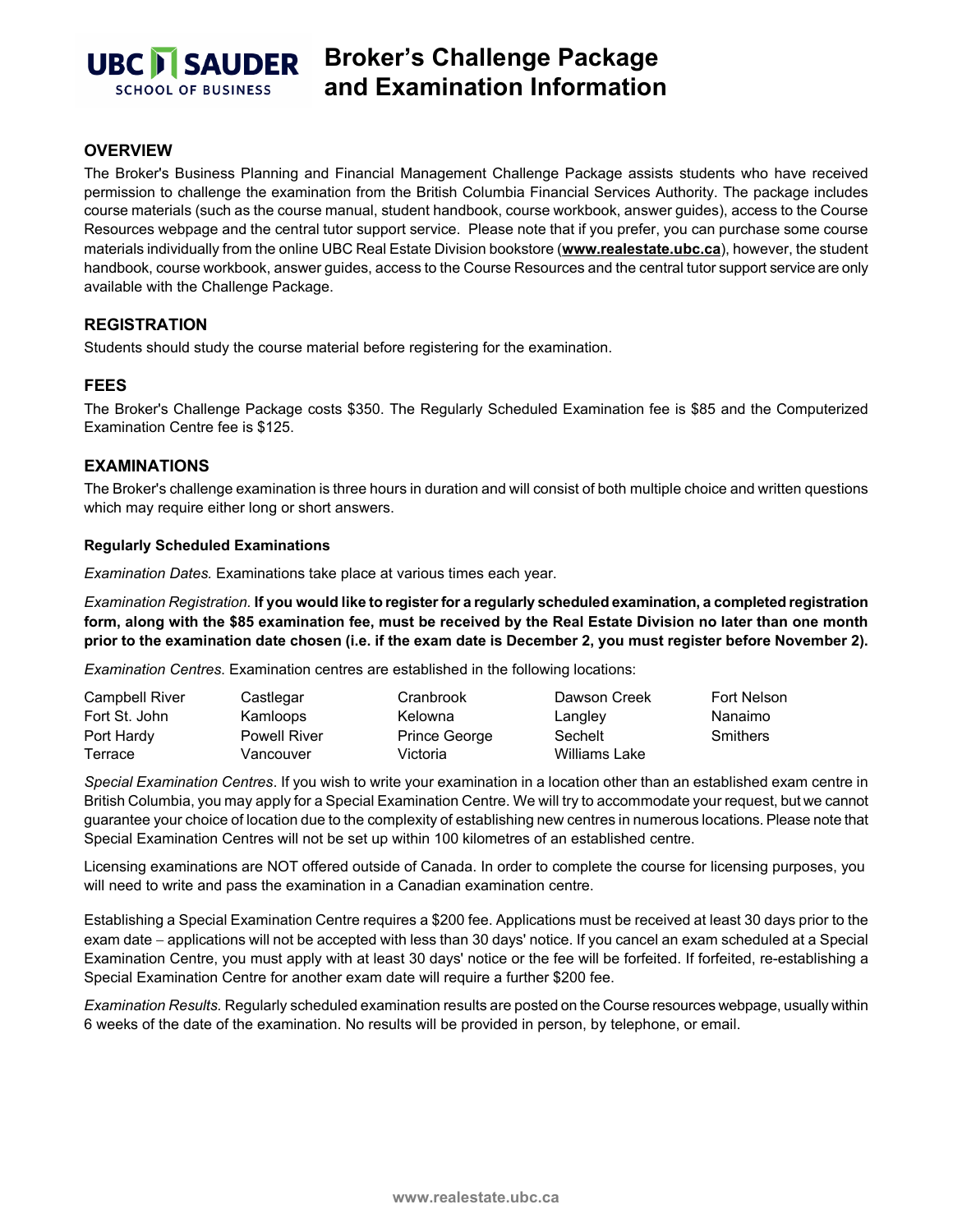# Broker's Challenge Package and Examination Information

UBC SAUDER SCHOOL OF BUSINESS

## OVERVIEW

The Broker's Business Planning and Financial Management Challenge Package assists students who have received permission to challenge the examination from the British Columbia Financial Services Authority. The package includes course materials (such as the course manual, student handbook, course workbook, answer guides), access to the Course Resources webpage and the central tutor support service. Please note that if you prefer, you can purchase some course materials individually from the online UBC Real Estate Division bookstore (**www.realestate.ubc.ca**), however, the student handbook, course workbook, answer guides, access to the Course Resources and the central tutor support service are only available with the Challenge Package.

## REGISTRATION

Students should study the course material before registering for the examination.

## FEES

The Broker's Challenge Package costs $350. The Regularly Scheduled Examination fee is $85 and the Computerized Examination Centre fee is $125.

## EXAMINATIONS

The Broker's challenge examination is three hours in duration and will consist of both multiple choice and written questions which may require either long or short answers.

### Regularly Scheduled Examinations

*Examination Dates.* Examinations take place at various times each year.

*Examination Registration.* **If you would like to register for a regularly scheduled examination, a completed registration form, along with the $85 examination fee, must be received by the Real Estate Division no later than one month prior to the examination date chosen (i.e. if the exam date is December 2, you must register before November 2).**

*Examination Centres.* Examination centres are established in the following locations:

| | | | | |
|---|---|---|---|---|
| Campbell River | Castlegar | Cranbrook | Dawson Creek | Fort Nelson |
| Fort St. John | Kamloops | Kelowna | Langley | Nanaimo |
| Port Hardy | Powell River | Prince George | Sechelt | Smithers |
| Terrace | Vancouver | Victoria | Williams Lake | |

*Special Examination Centres*. If you wish to write your examination in a location other than an established exam centre in British Columbia, you may apply for a Special Examination Centre. We will try to accommodate your request, but we cannot guarantee your choice of location due to the complexity of establishing new centres in numerous locations. Please note that Special Examination Centres will not be set up within 100 kilometres of an established centre.

Licensing examinations are NOT offered outside of Canada. In order to complete the course for licensing purposes, you will need to write and pass the examination in a Canadian examination centre.

Establishing a Special Examination Centre requires a $200 fee. Applications must be received at least 30 days prior to the exam date – applications will not be accepted with less than 30 days' notice. If you cancel an exam scheduled at a Special Examination Centre, you must apply with at least 30 days' notice or the fee will be forfeited. If forfeited, re-establishing a Special Examination Centre for another exam date will require a further $200 fee.

*Examination Results.* Regularly scheduled examination results are posted on the Course resources webpage, usually within 6 weeks of the date of the examination. No results will be provided in person, by telephone, or email.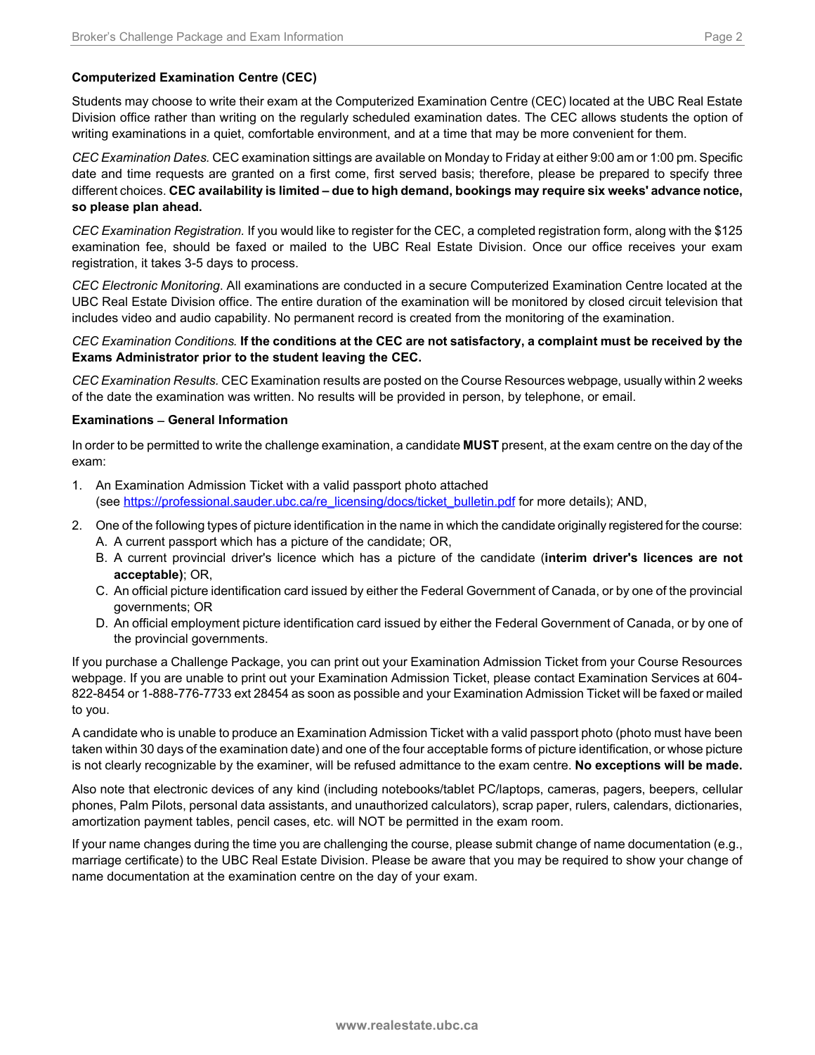**Computerized Examination Centre (CEC)**

Students may choose to write their exam at the Computerized Examination Centre (CEC) located at the UBC Real Estate Division office rather than writing on the regularly scheduled examination dates. The CEC allows students the option of writing examinations in a quiet, comfortable environment, and at a time that may be more convenient for them.

*CEC Examination Dates.* CEC examination sittings are available on Monday to Friday at either 9:00 am or 1:00 pm. Specific date and time requests are granted on a first come, first served basis; therefore, please be prepared to specify three different choices. **CEC availability is limited – due to high demand, bookings may require six weeks' advance notice, so please plan ahead.**

*CEC Examination Registration.* If you would like to register for the CEC, a completed registration form, along with the $125 examination fee, should be faxed or mailed to the UBC Real Estate Division. Once our office receives your exam registration, it takes 3-5 days to process.

*CEC Electronic Monitoring*. All examinations are conducted in a secure Computerized Examination Centre located at the UBC Real Estate Division office. The entire duration of the examination will be monitored by closed circuit television that includes video and audio capability. No permanent record is created from the monitoring of the examination.

*CEC Examination Conditions.* **If the conditions at the CEC are not satisfactory, a complaint must be received by the Exams Administrator prior to the student leaving the CEC.**

*CEC Examination Results.* CEC Examination results are posted on the Course Resources webpage, usually within 2 weeks of the date the examination was written. No results will be provided in person, by telephone, or email.

**Examinations – General Information**

In order to be permitted to write the challenge examination, a candidate **MUST** present, at the exam centre on the day of the exam:

1. An Examination Admission Ticket with a valid passport photo attached (see [https://professional.sauder.ubc.ca/re_licensing/docs/ticket_bulletin.pdf](https://professional.sauder.ubc.ca/re_licensing/docs/ticket_bulletin.pdf) for more details); AND,
2. One of the following types of picture identification in the name in which the candidate originally registered for the course:
   - A. A current passport which has a picture of the candidate; OR,
   - B. A current provincial driver's licence which has a picture of the candidate (**interim driver's licences are not acceptable)**; OR,
   - C. An official picture identification card issued by either the Federal Government of Canada, or by one of the provincial governments; OR
   - D. An official employment picture identification card issued by either the Federal Government of Canada, or by one of the provincial governments.

If you purchase a Challenge Package, you can print out your Examination Admission Ticket from your Course Resources webpage. If you are unable to print out your Examination Admission Ticket, please contact Examination Services at 604-822-8454 or 1-888-776-7733 ext 28454 as soon as possible and your Examination Admission Ticket will be faxed or mailed to you.

A candidate who is unable to produce an Examination Admission Ticket with a valid passport photo (photo must have been taken within 30 days of the examination date) and one of the four acceptable forms of picture identification, or whose picture is not clearly recognizable by the examiner, will be refused admittance to the exam centre. **No exceptions will be made.**

Also note that electronic devices of any kind (including notebooks/tablet PC/laptops, cameras, pagers, beepers, cellular phones, Palm Pilots, personal data assistants, and unauthorized calculators), scrap paper, rulers, calendars, dictionaries, amortization payment tables, pencil cases, etc. will NOT be permitted in the exam room.

If your name changes during the time you are challenging the course, please submit change of name documentation (e.g., marriage certificate) to the UBC Real Estate Division. Please be aware that you may be required to show your change of name documentation at the examination centre on the day of your exam.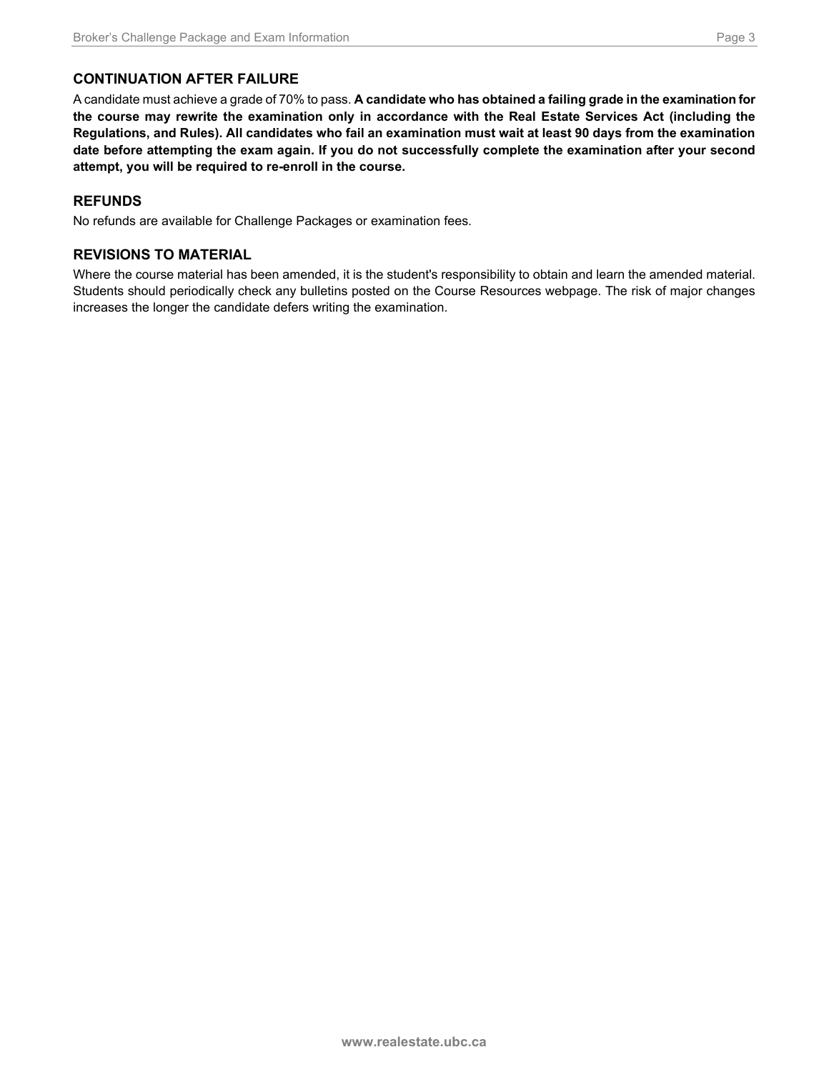## CONTINUATION AFTER FAILURE

A candidate must achieve a grade of 70% to pass. **A candidate who has obtained a failing grade in the examination for the course may rewrite the examination only in accordance with the Real Estate Services Act (including the Regulations, and Rules). All candidates who fail an examination must wait at least 90 days from the examination date before attempting the exam again. If you do not successfully complete the examination after your second attempt, you will be required to re-enroll in the course.**

## REFUNDS

No refunds are available for Challenge Packages or examination fees.

## REVISIONS TO MATERIAL

Where the course material has been amended, it is the student's responsibility to obtain and learn the amended material. Students should periodically check any bulletins posted on the Course Resources webpage. The risk of major changes increases the longer the candidate defers writing the examination.